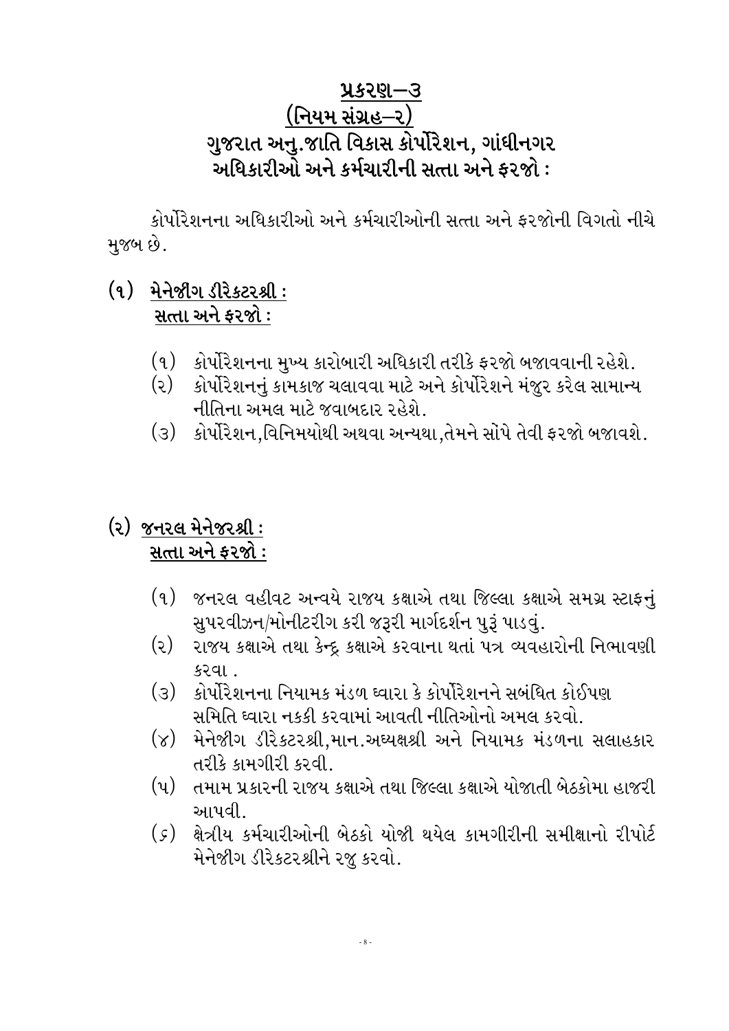# <u>પ્રકરણ–૩</u>
## <u>(નિયમ સંગ્રહ–૨)</u>
## ગુજરાત અનુ.જાતિ વિકાસ કોર્પોરેશન, ગાંધીનગર
## અધિકારીઓ અને કર્મચારીની સત્તા અને ફરજો :

કોર્પોરેશનના અધિકારીઓ અને કર્મચારીઓની સત્તા અને ફરજોની વિગતો નીચે મુજબ છે.

### (૧) <u>મેનેજીંગ ડીરેકટરશ્રી :</u>
### <u>સત્તા અને ફરજો :</u>

(૧) કોર્પોરેશનના મુખ્ય કારોબારી અધિકારી તરીકે ફરજો બજાવવાની રહેશે.

(૨) કોર્પોરેશનનું કામકાજ ચલાવવા માટે અને કોર્પોરેશને મંજુર કરેલ સામાન્ય નીતિના અમલ માટે જવાબદાર રહેશે.

(૩) કોર્પોરેશન,વિનિમયોથી અથવા અન્યથા,તેમને સોંપે તેવી ફરજો બજાવશે.

### (૨) <u>જનરલ મેનેજરશ્રી :</u>
### <u>સત્તા અને ફરજો :</u>

(૧) જનરલ વહીવટ અન્વયે રાજય કક્ષાએ તથા જિલ્લા કક્ષાએ સમગ્ર સ્ટાફનું સુપરવીઝન/મોનીટરીંગ કરી જરૂરી માર્ગદર્શન પુરૂં પાડવું.

(૨) રાજય કક્ષાએ તથા કેન્દ્ર કક્ષાએ કરવાના થતાં પત્ર વ્યવહારોની નિભાવણી કરવા .

(૩) કોર્પોરેશનના નિયામક મંડળ ધ્વારા કે કોર્પોરેશનને સબંધિત કોઈપણ સમિતિ ધ્વારા નકકી કરવામાં આવતી નીતિઓનો અમલ કરવો.

(૪) મેનેજીંગ ડીરેકટરશ્રી,માન.અધ્યક્ષશ્રી અને નિયામક મંડળના સલાહકાર તરીકે કામગીરી કરવી.

(૫) તમામ પ્રકારની રાજય કક્ષાએ તથા જિલ્લા કક્ષાએ યોજાતી બેઠકોમા હાજરી આપવી.

(૬) ક્ષેત્રીય કર્મચારીઓની બેઠકો યોજી થયેલ કામગીરીની સમીક્ષાનો રીપોર્ટ મેનેજીંગ ડીરેકટરશ્રીને રજુ કરવો.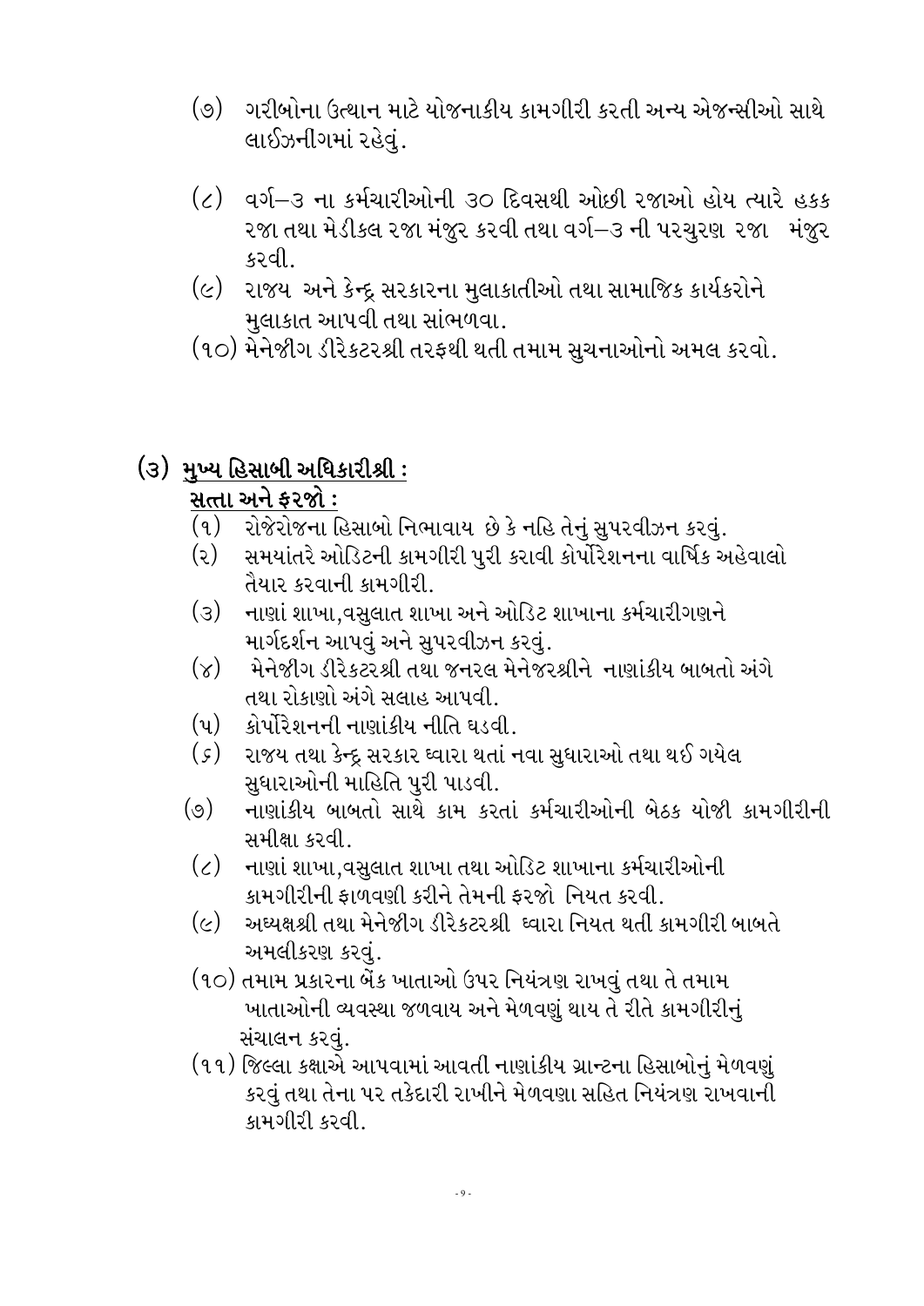(૭) ગરીબોના ઉત્થાન માટે યોજનાકીય કામગીરી કરતી અન્ય એજન્સીઓ સાથે લાઈઝનીંગમાં રહેવું.

(૮) વર્ગ–૩ ના કર્મચારીઓની ૩૦ દિવસથી ઓછી રજાઓ હોય ત્યારે હકક રજા તથા મેડીકલ રજા મંજુર કરવી તથા વર્ગ–૩ ની પરચુરણ રજા મંજુર કરવી.

(૯) રાજય અને કેન્દ્ર સરકારના મુલાકાતીઓ તથા સામાજિક કાર્યકરોને મુલાકાત આપવી તથા સાંભળવા.

(૧૦) મેનેજીગ ડીરેકટરશ્રી તરફથી થતી તમામ સુચનાઓનો અમલ કરવો.

## (૩) <u>મુખ્ય હિસાબી અધિકારીશ્રી :</u>

**<u>સત્તા અને ફરજો :</u>**

(૧) રોજેરોજના હિસાબો નિભાવાય છે કે નહિ તેનું સુપરવીઝન કરવું.

(૨) સમયાંતરે ઓડિટની કામગીરી પુરી કરાવી કોર્પોરેશનના વાર્ષિક અહેવાલો તૈયાર કરવાની કામગીરી.

(૩) નાણાં શાખા,વસુલાત શાખા અને ઓડિટ શાખાના કર્મચારીગણને માર્ગદર્શન આપવું અને સુપરવીઝન કરવું.

(૪) મેનેજીગ ડીરેકટરશ્રી તથા જનરલ મેનેજરશ્રીને નાણાંકીય બાબતો અંગે તથા રોકાણો અંગે સલાહ આપવી.

(૫) કોર્પોરેશનની નાણાંકીય નીતિ ઘડવી.

(૬) રાજય તથા કેન્દ્ર સરકાર ધ્વારા થતાં નવા સુધારાઓ તથા થઈ ગયેલ સુધારાઓની માહિતિ પુરી પાડવી.

(૭) નાણાંકીય બાબતો સાથે કામ કરતાં કર્મચારીઓની બેઠક યોજી કામગીરીની સમીક્ષા કરવી.

(૮) નાણાં શાખા,વસુલાત શાખા તથા ઓડિટ શાખાના કર્મચારીઓની કામગીરીની ફાળવણી કરીને તેમની ફરજો નિયત કરવી.

(૯) અધ્યક્ષશ્રી તથા મેનેજીગ ડીરેકટરશ્રી ધ્વારા નિયત થતી કામગીરી બાબતે અમલીકરણ કરવું.

(૧૦) તમામ પ્રકારના બેંક ખાતાઓ ઉપર નિયંત્રણ રાખવું તથા તે તમામ ખાતાઓની વ્યવસ્થા જળવાય અને મેળવણું થાય તે રીતે કામગીરીનું સંચાલન કરવું.

(૧૧) જિલ્લા કક્ષાએ આપવામાં આવતી નાણાંકીય ગ્રાન્ટના હિસાબોનું મેળવણું કરવું તથા તેના પર તકેદારી રાખીને મેળવણા સહિત નિયંત્રણ રાખવાની કામગીરી કરવી.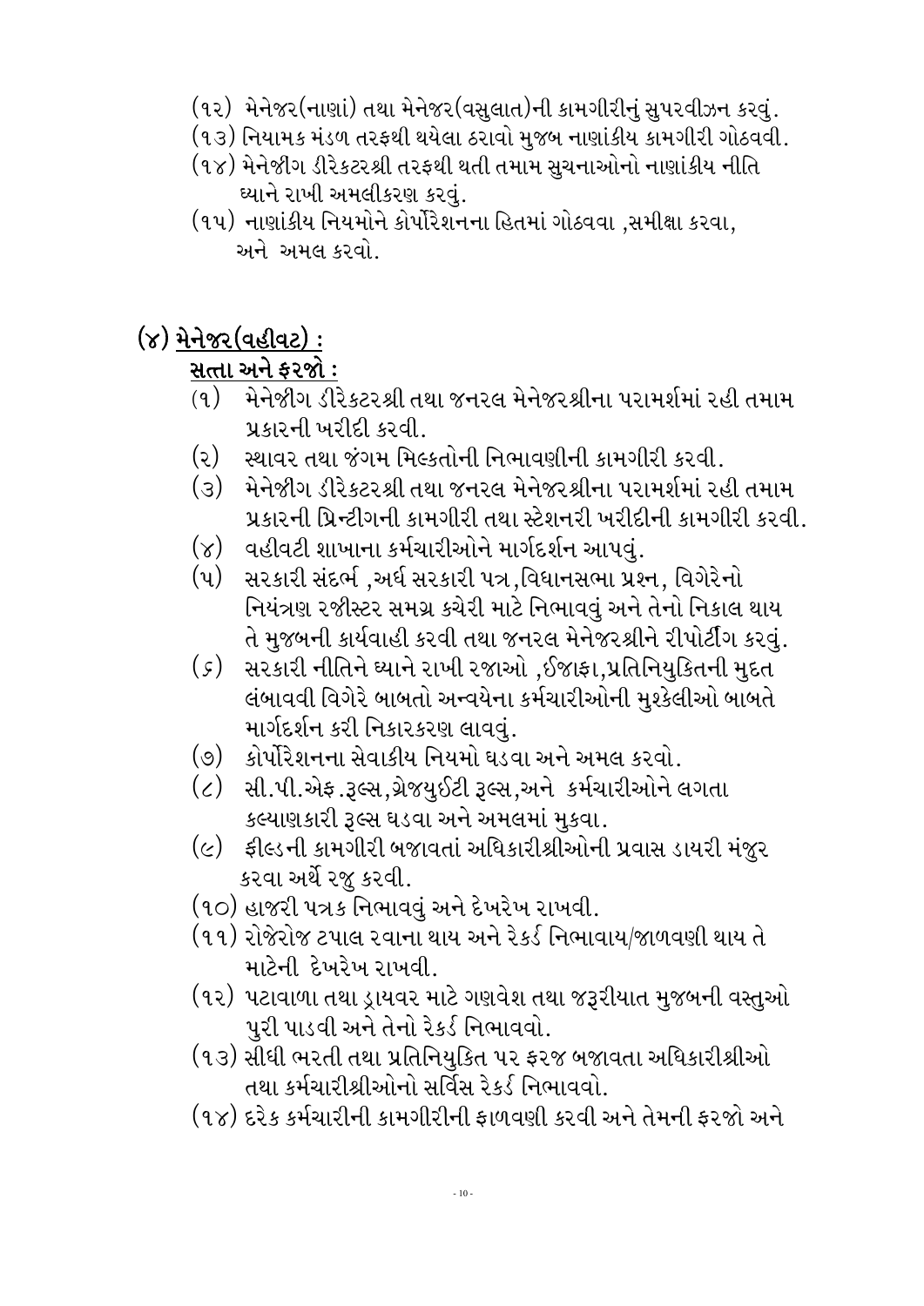(૧૨) મેનેજર(નાણાં) તથા મેનેજર(વસુલાત)ની કામગીરીનું સુપરવીઝન કરવું.

(૧૩) નિયામક મંડળ તરફથી થયેલા ઠરાવો મુજબ નાણાંકીય કામગીરી ગોઠવવી.

(૧૪) મેનેજીંગ ડીરેકટરશ્રી તરફથી થતી તમામ સુચનાઓનો નાણાંકીય નીતિ ધ્યાને રાખી અમલીકરણ કરવું.

(૧૫) નાણાંકીય નિયમોને કોર્પોરેશનના હિતમાં ગોઠવવા ,સમીક્ષા કરવા, અને અમલ કરવો.

## (૪) <u>મેનેજર(વહીવટ) :</u>

### <u>સત્તા અને ફરજો :</u>

(૧) મેનેજીંગ ડીરેકટરશ્રી તથા જનરલ મેનેજરશ્રીના પરામર્શમાં રહી તમામ પ્રકારની ખરીદી કરવી.

(૨) સ્થાવર તથા જંગમ મિલ્કતોની નિભાવણીની કામગીરી કરવી.

(૩) મેનેજીંગ ડીરેકટરશ્રી તથા જનરલ મેનેજરશ્રીના પરામર્શમાં રહી તમામ પ્રકારની પ્રિન્ટીંગની કામગીરી તથા સ્ટેશનરી ખરીદીની કામગીરી કરવી.

(૪) વહીવટી શાખાના કર્મચારીઓને માર્ગદર્શન આપવું.

(૫) સરકારી સંદર્ભ ,અર્ધ સરકારી પત્ર ,વિધાનસભા પ્રશ્ન, વિગેરેનો નિયંત્રણ રજીસ્ટર સમગ્ર કચેરી માટે નિભાવવું અને તેનો નિકાલ થાય તે મુજબની કાર્યવાહી કરવી તથા જનરલ મેનેજરશ્રીને રીપોર્ટીંગ કરવું.

(૬) સરકારી નીતિને ધ્યાને રાખી રજાઓ ,ઈજાફા,પ્રતિનિયુક્તિની મુદત લંબાવવી વિગેરે બાબતો અન્વયેના કર્મચારીઓની મુશ્કેલીઓ બાબતે માર્ગદર્શન કરી નિકારકરણ લાવવું.

(૭) કોર્પોરેશનના સેવાકીય નિયમો ઘડવા અને અમલ કરવો.

(૮) સી.પી.એફ.રૂલ્સ,ગ્રેજયુઈટી રૂલ્સ,અને કર્મચારીઓને લગતા કલ્યાણકારી રૂલ્સ ઘડવા અને અમલમાં મુકવા.

(૯) ફીલ્ડની કામગીરી બજાવતાં અધિકારીશ્રીઓની પ્રવાસ ડાયરી મંજુર કરવા અર્થે રજુ કરવી.

(૧૦) હાજરી પત્રક નિભાવવું અને દેખરેખ રાખવી.

(૧૧) રોજેરોજ ટપાલ રવાના થાય અને રેકર્ડ નિભાવાય/જાળવણી થાય તે માટેની દેખરેખ રાખવી.

(૧૨) પટાવાળા તથા ડ્રાયવર માટે ગણવેશ તથા જરૂરીયાત મુજબની વસ્તુઓ પુરી પાડવી અને તેનો રેકર્ડ નિભાવવો.

(૧૩) સીધી ભરતી તથા પ્રતિનિયુક્તિ પર ફરજ બજાવતા અધિકારીશ્રીઓ તથા કર્મચારીશ્રીઓનો સર્વિસ રેકર્ડ નિભાવવો.

(૧૪) દરેક કર્મચારીની કામગીરીની ફાળવણી કરવી અને તેમની ફરજો અને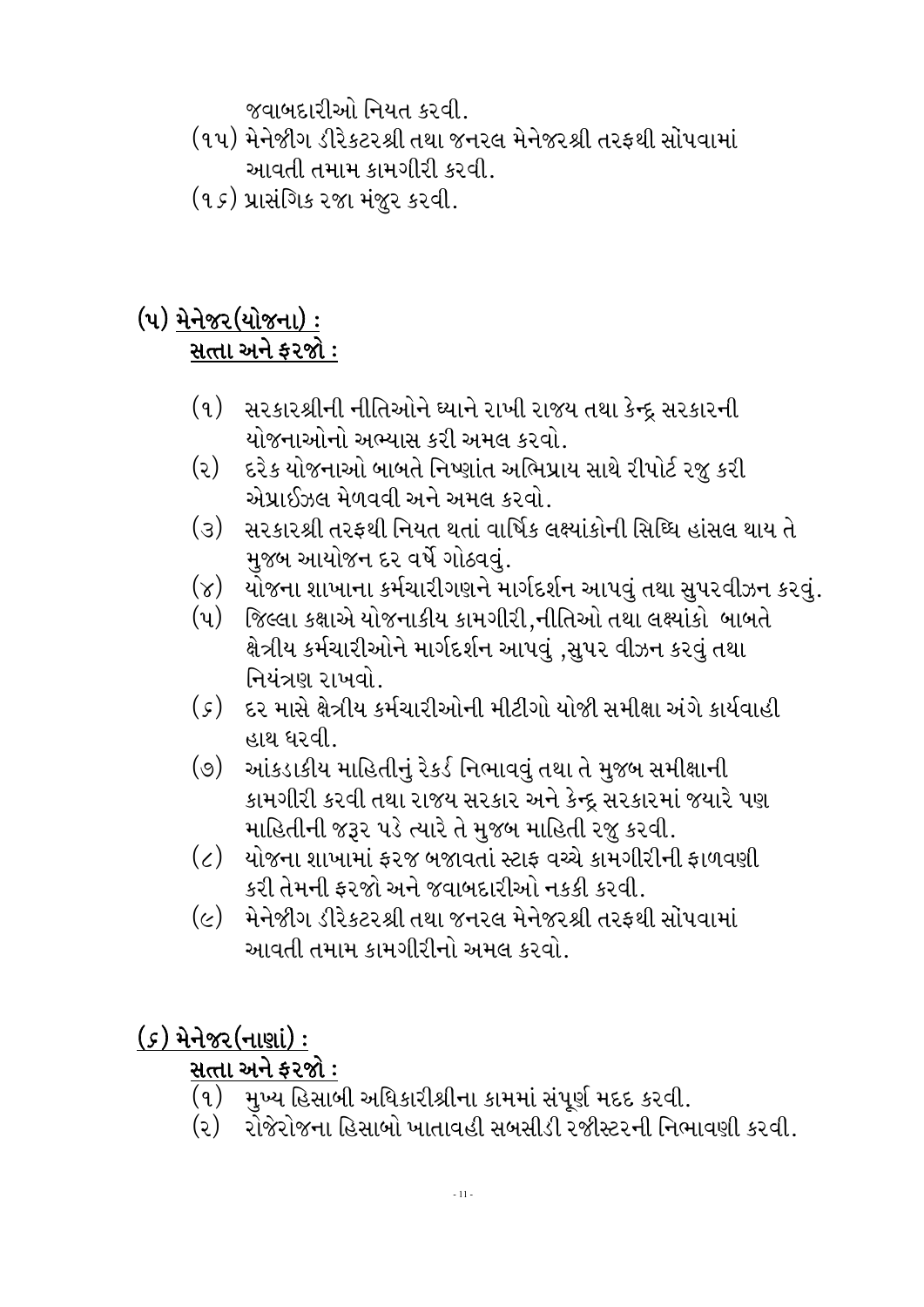જવાબદારીઓ નિયત કરવી.

(૧૫) મેનેજીંગ ડીરેકટરશ્રી તથા જનરલ મેનેજરશ્રી તરફથી સોંપવામાં આવતી તમામ કામગીરી કરવી.

(૧૬) પ્રાસંગિક રજા મંજુર કરવી.

## (૫) <u>મેનેજર(યોજના) :</u>

### <u>સત્તા અને ફરજો :</u>

(૧) સરકારશ્રીની નીતિઓને ધ્યાને રાખી રાજય તથા કેન્દ્ર સરકારની યોજનાઓનો અભ્યાસ કરી અમલ કરવો.

(૨) દરેક યોજનાઓ બાબતે નિષ્ણાંત અભિપ્રાય સાથે રીપોર્ટ રજુ કરી એપ્રાઈઝલ મેળવવી અને અમલ કરવો.

(૩) સરકારશ્રી તરફથી નિયત થતાં વાર્ષિક લક્ષ્યાંકોની સિધ્ધિ હાંસલ થાય તે મુજબ આયોજન દર વર્ષે ગોઠવવું.

(૪) યોજના શાખાના કર્મચારીગણને માર્ગદર્શન આપવું તથા સુપરવીઝન કરવું.

(૫) જિલ્લા કક્ષાએ યોજનાકીય કામગીરી,નીતિઓ તથા લક્ષ્યાંકો બાબતે ક્ષેત્રીય કર્મચારીઓને માર્ગદર્શન આપવું ,સુપર વીઝન કરવું તથા નિયંત્રણ રાખવો.

(૬) દર માસે ક્ષેત્રીય કર્મચારીઓની મીટીંગો યોજી સમીક્ષા અંગે કાર્યવાહી હાથ ધરવી.

(૭) આંકડાકીય માહિતીનું રેકર્ડ નિભાવવું તથા તે મુજબ સમીક્ષાની કામગીરી કરવી તથા રાજય સરકાર અને કેન્દ્ર સરકારમાં જયારે પણ માહિતીની જરૂર પડે ત્યારે તે મુજબ માહિતી રજુ કરવી.

(૮) યોજના શાખામાં ફરજ બજાવતાં સ્ટાફ વચ્ચે કામગીરીની ફાળવણી કરી તેમની ફરજો અને જવાબદારીઓ નકકી કરવી.

(૯) મેનેજીંગ ડીરેકટરશ્રી તથા જનરલ મેનેજરશ્રી તરફથી સોંપવામાં આવતી તમામ કામગીરીનો અમલ કરવો.

## <u>(૬) મેનેજર(નાણાં) :</u>

### <u>સત્તા અને ફરજો :</u>

(૧) મુખ્ય હિસાબી અધિકારીશ્રીના કામમાં સંપૂર્ણ મદદ કરવી.

(૨) રોજેરોજના હિસાબો ખાતાવહી સબસીડી રજીસ્ટરની નિભાવણી કરવી.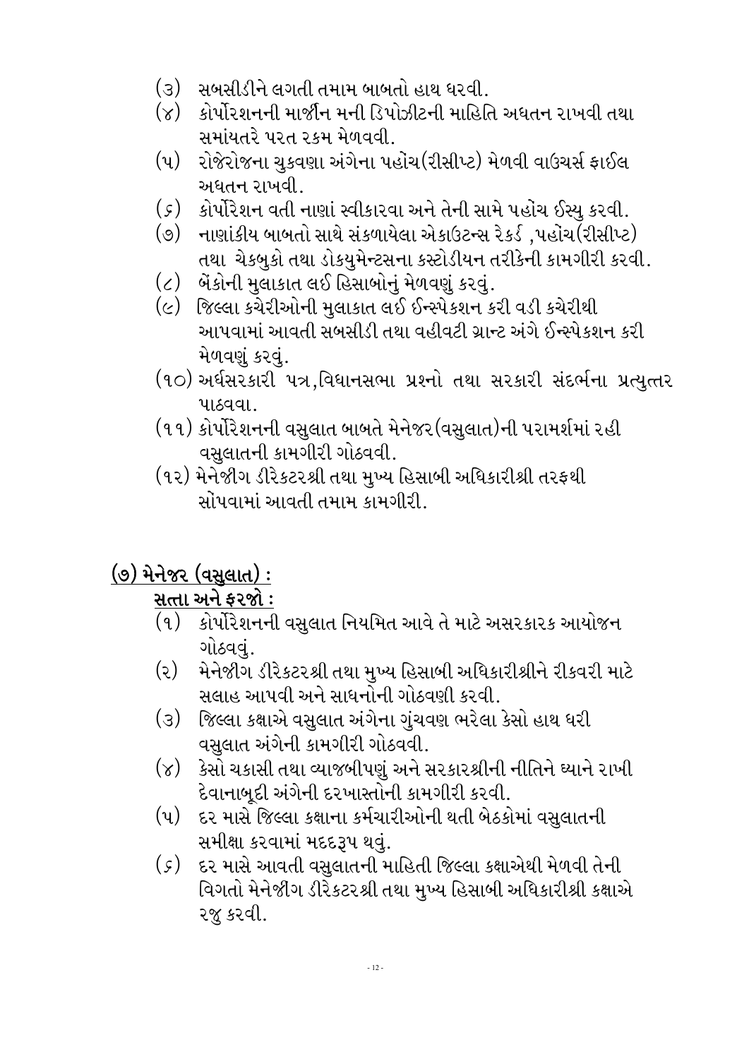(૩) સબસીડીને લગતી તમામ બાબતો હાથ ધરવી.

(૪) કોર્પોરેશનની માર્જીન મની ડિપોઝીટની માહિતિ અધતન રાખવી તથા સમાંયતરે પરત રકમ મેળવવી.

(૫) રોજેરોજના ચુકવણા અંગેના પહોંચ(રીસીપ્ટ) મેળવી વાઉચર્સ ફાઈલ અધતન રાખવી.

(૬) કોર્પોરેશન વતી નાણાં સ્વીકારવા અને તેની સામે પહોંચ ઈસ્યુ કરવી.

(૭) નાણાંકીય બાબતો સાથે સંકળાયેલા એકાઉટન્સ રેકર્ડ ,પહોંચ(રીસીપ્ટ) તથા ચેકબુકો તથા ડોકયુમેન્ટસના કસ્ટોડીયન તરીકેની કામગીરી કરવી.

(૮) બેંકોની મુલાકાત લઈ હિસાબોનું મેળવણું કરવું.

(૯) જિલ્લા કચેરીઓની મુલાકાત લઈ ઈન્સ્પેકશન કરી વડી કચેરીથી આપવામાં આવતી સબસીડી તથા વહીવટી ગ્રાન્ટ અંગે ઈન્સ્પેકશન કરી મેળવણું કરવું.

(૧૦) અર્ધસરકારી પત્ર,વિધાનસભા પ્રશ્નો તથા સરકારી સંદર્ભના પ્રત્યુત્તર પાઠવવા.

(૧૧) કોર્પોરેશનની વસુલાત બાબતે મેનેજર(વસુલાત)ની પરામર્શમાં રહી વસુલાતની કામગીરી ગોઠવવી.

(૧૨) મેનેજીગ ડીરેકટરશ્રી તથા મુખ્ય હિસાબી અધિકારીશ્રી તરફથી સોંપવામાં આવતી તમામ કામગીરી.

## (૭) મેનેજર (વસુલાત) :

### સત્તા અને ફરજો :

(૧) કોર્પોરેશનની વસુલાત નિયમિત આવે તે માટે અસરકારક આયોજન ગોઠવવું.

(૨) મેનેજીગ ડીરેકટરશ્રી તથા મુખ્ય હિસાબી અધિકારીશ્રીને રીકવરી માટે સલાહ આપવી અને સાધનોની ગોઠવણી કરવી.

(૩) જિલ્લા કક્ષાએ વસુલાત અંગેના ગુંચવણ ભરેલા કેસો હાથ ધરી વસુલાત અંગેની કામગીરી ગોઠવવી.

(૪) કેસો ચકાસી તથા વ્યાજબીપણું અને સરકારશ્રીની નીતિને ઘ્યાને રાખી દેવાનાબૂદી અંગેની દરખાસ્તોની કામગીરી કરવી.

(૫) દર માસે જિલ્લા કક્ષાના કર્મચારીઓની થતી બેઠકોમાં વસુલાતની સમીક્ષા કરવામાં મદદરૂપ થવું.

(૬) દર માસે આવતી વસુલાતની માહિતી જિલ્લા કક્ષાએથી મેળવી તેની વિગતો મેનેજીગ ડીરેકટરશ્રી તથા મુખ્ય હિસાબી અધિકારીશ્રી કક્ષાએ રજુ કરવી.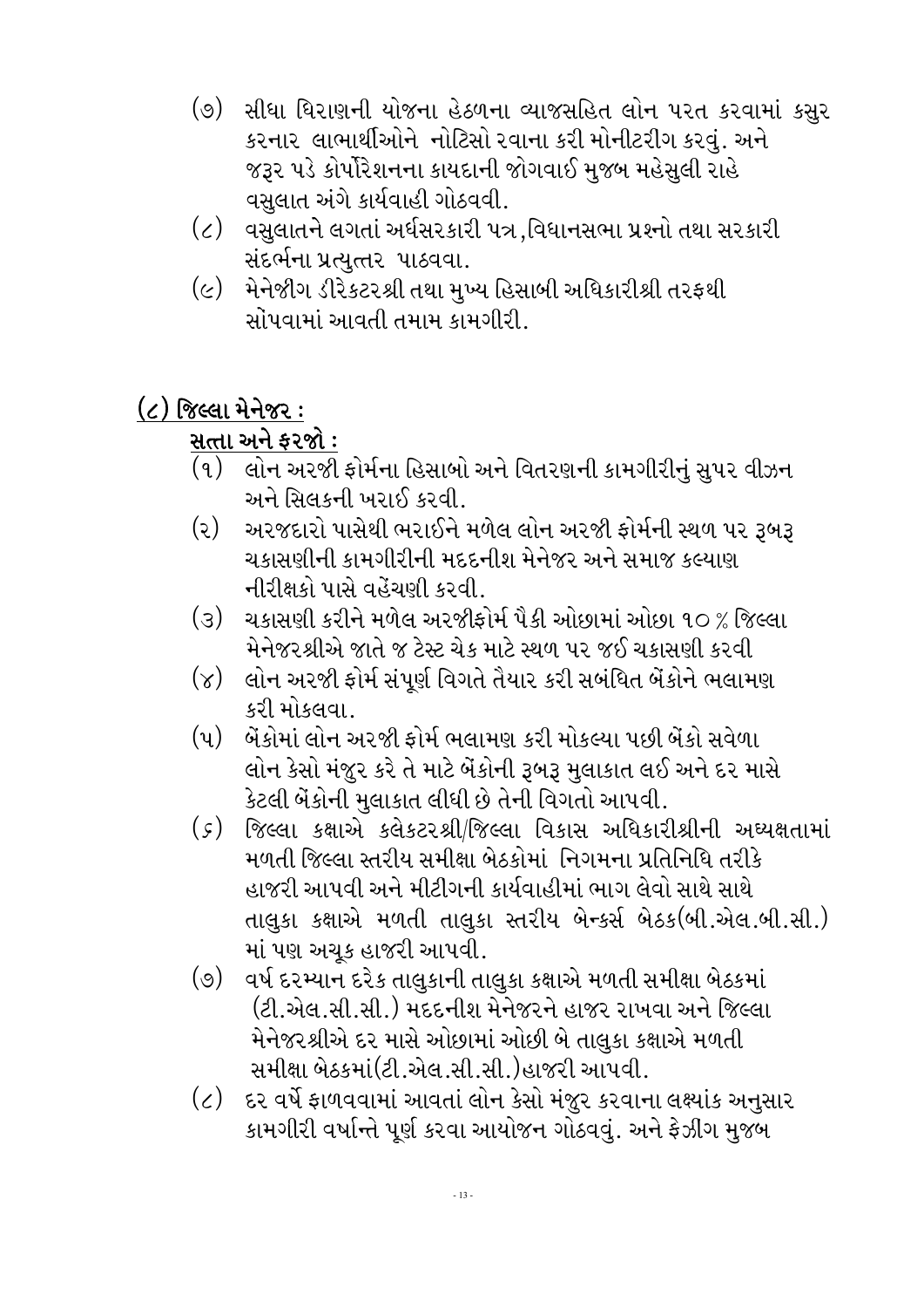(૭) સીધા ધિરાણની યોજના હેઠળના વ્યાજસહિત લોન પરત કરવામાં કસુર કરનાર લાભાર્થીઓને નોટિસો રવાના કરી મોનીટરીગ કરવું. અને જરૂર પડે કોર્પોરેશનના કાયદાની જોગવાઈ મુજબ મહેસુલી રાહે વસુલાત અંગે કાર્યવાહી ગોઠવવી.

(૮) વસુલાતને લગતાં અર્ધસરકારી પત્ર ,વિધાનસભા પ્રશ્નો તથા સરકારી સંદર્ભના પ્રત્યુત્તર પાઠવવા.

(૯) મેનેજીગ ડીરેકટરશ્રી તથા મુખ્ય હિસાબી અધિકારીશ્રી તરફથી સોંપવામાં આવતી તમામ કામગીરી.

## (૮) જિલ્લા મેનેજર :

### સત્તા અને ફરજો :

(૧) લોન અરજી ફોર્મના હિસાબો અને વિતરણની કામગીરીનું સુપર વીઝન અને સિલકની ખરાઈ કરવી.

(૨) અરજદારો પાસેથી ભરાઈને મળેલ લોન અરજી ફોર્મની સ્થળ પર રૂબરૂ ચકાસણીની કામગીરીની મદદનીશ મેનેજર અને સમાજ કલ્યાણ નીરીક્ષકો પાસે વહેંચણી કરવી.

(૩) ચકાસણી કરીને મળેલ અરજીફોર્મ પૈકી ઓછામાં ઓછા ૧૦ % જિલ્લા મેનેજરશ્રીએ જાતે જ ટેસ્ટ ચેક માટે સ્થળ પર જઈ ચકાસણી કરવી

(૪) લોન અરજી ફોર્મ સંપૂર્ણ વિગતે તૈયાર કરી સબંધિત બેંકોને ભલામણ કરી મોકલવા.

(૫) બેંકોમાં લોન અરજી ફોર્મ ભલામણ કરી મોકલ્યા પછી બેંકો સવેળા લોન કેસો મંજુર કરે તે માટે બેંકોની રૂબરૂ મુલાકાત લઈ અને દર માસે કેટલી બેંકોની મુલાકાત લીધી છે તેની વિગતો આપવી.

(૬) જિલ્લા કક્ષાએ કલેકટરશ્રી/જિલ્લા વિકાસ અધિકારીશ્રીની અધ્યક્ષતામાં મળતી જિલ્લા સ્તરીય સમીક્ષા બેઠકોમાં નિગમના પ્રતિનિધિ તરીકે હાજરી આપવી અને મીટીગની કાર્યવાહીમાં ભાગ લેવો સાથે સાથે તાલુકા કક્ષાએ મળતી તાલુકા સ્તરીય બેન્કર્સ બેઠક(બી.એલ.બી.સી.) માં પણ અચૂક હાજરી આપવી.

(૭) વર્ષ દરમ્યાન દરેક તાલુકાની તાલુકા કક્ષાએ મળતી સમીક્ષા બેઠકમાં (ટી.એલ.સી.સી.) મદદનીશ મેનેજરને હાજર રાખવા અને જિલ્લા મેનેજરશ્રીએ દર માસે ઓછામાં ઓછી બે તાલુકા કક્ષાએ મળતી સમીક્ષા બેઠકમાં(ટી.એલ.સી.સી.)હાજરી આપવી.

(૮) દર વર્ષે ફાળવવામાં આવતાં લોન કેસો મંજુર કરવાના લક્ષ્યાંક અનુસાર કામગીરી વર્ષાન્તે પૂર્ણ કરવા આયોજન ગોઠવવું. અને ફેઝીંગ મુજબ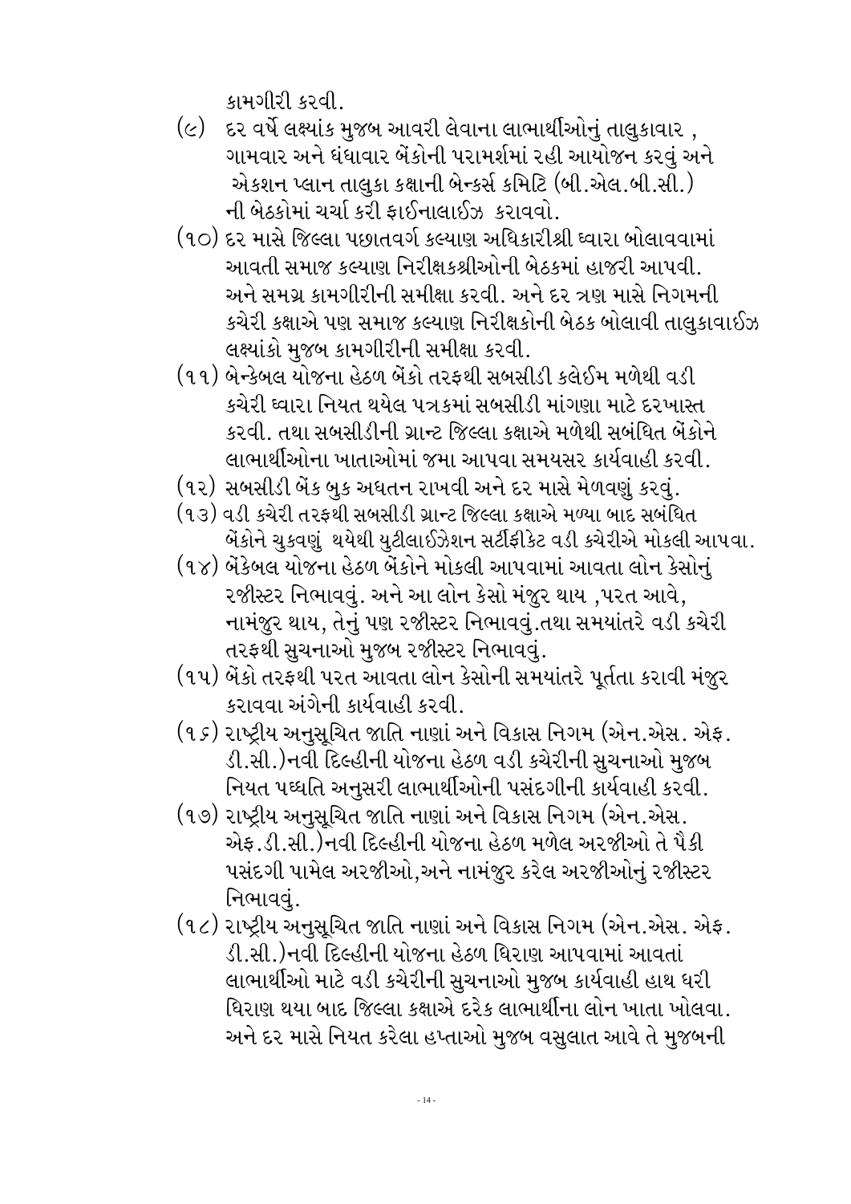કામગીરી કરવી.

(૯) દર વર્ષે લક્ષ્યાંક મુજબ આવરી લેવાના લાભાર્થીઓનું તાલુકાવાર , ગામવાર અને ધંધાવાર બેંકોની પરામર્શમાં રહી આયોજન કરવું અને એકશન પ્લાન તાલુકા કક્ષાની બેન્કર્સ કમિટિ (બી.એલ.બી.સી.) ની બેઠકોમાં ચર્ચા કરી ફાઈનાલાઈઝ કરાવવો.

(૧૦) દર માસે જિલ્લા પછાતવર્ગ કલ્યાણ અધિકારીશ્રી ધ્વારા બોલાવવામાં આવતી સમાજ કલ્યાણ નિરીક્ષકશ્રીઓની બેઠકમાં હાજરી આપવી. અને સમગ્ર કામગીરીની સમીક્ષા કરવી. અને દર ત્રણ માસે નિગમની કચેરી કક્ષાએ પણ સમાજ કલ્યાણ નિરીક્ષકોની બેઠક બોલાવી તાલુકાવાઈઝ લક્ષ્યાંકો મુજબ કામગીરીની સમીક્ષા કરવી.

(૧૧) બેન્કેબલ યોજના હેઠળ બેંકો તરફથી સબસીડી કલેઈમ મળેથી વડી કચેરી ધ્વારા નિયત થયેલ પત્રકમાં સબસીડી માંગણા માટે દરખાસ્ત કરવી. તથા સબસીડીની ગ્રાન્ટ જિલ્લા કક્ષાએ મળેથી સબંધિત બેંકોને લાભાર્થીઓના ખાતાઓમાં જમા આપવા સમયસર કાર્યવાહી કરવી.

(૧૨) સબસીડી બેંક બુક અધતન રાખવી અને દર માસે મેળવણું કરવું.

(૧૩) વડી કચેરી તરફથી સબસીડી ગ્રાન્ટ જિલ્લા કક્ષાએ મળ્યા બાદ સબંધિત બેંકોને ચુકવણું થયેથી યુટીલાઈઝેશન સર્ટીફીકેટ વડી ક્ચેરીએ મોકલી આપવા.

(૧૪) બેંકેબલ યોજના હેઠળ બેંકોને મોકલી આપવામાં આવતા લોન કેસોનું રજીસ્ટર નિભાવવું. અને આ લોન કેસો મંજુર થાય ,પરત આવે, નામંજુર થાય, તેનું પણ રજીસ્ટર નિભાવવું.તથા સમયાંતરે વડી કચેરી તરફથી સુચનાઓ મુજબ રજીસ્ટર નિભાવવું.

(૧૫) બેંકો તરફથી પરત આવતા લોન કેસોની સમયાંતરે પૂર્તતા કરાવી મંજુર કરાવવા અંગેની કાર્યવાહી કરવી.

(૧૬) રાષ્ટ્રીય અનુસૂચિત જાતિ નાણાં અને વિકાસ નિગમ (એન.એસ. એફ. ડી.સી.)નવી દિલ્હીની યોજના હેઠળ વડી કચેરીની સુચનાઓ મુજબ નિયત પધ્ધતિ અનુસરી લાભાર્થીઓની પસંદગીની કાર્યવાહી કરવી.

(૧૭) રાષ્ટ્રીય અનુસૂચિત જાતિ નાણાં અને વિકાસ નિગમ (એન.એસ. એફ.ડી.સી.)નવી દિલ્હીની યોજના હેઠળ મળેલ અરજીઓ તે પૈકી પસંદગી પામેલ અરજીઓ,અને નામંજુર કરેલ અરજીઓનું રજીસ્ટર નિભાવવું.

(૧૮) રાષ્ટ્રીય અનુસૂચિત જાતિ નાણાં અને વિકાસ નિગમ (એન.એસ. એફ. ડી.સી.)નવી દિલ્હીની યોજના હેઠળ ધિરાણ આપવામાં આવતાં લાભાર્થીઓ માટે વડી કચેરીની સુચનાઓ મુજબ કાર્યવાહી હાથ ધરી ધિરાણ થયા બાદ જિલ્લા કક્ષાએ દરેક લાભાર્થીના લોન ખાતા ખોલવા. અને દર માસે નિયત કરેલા હપ્તાઓ મુજબ વસુલાત આવે તે મુજબની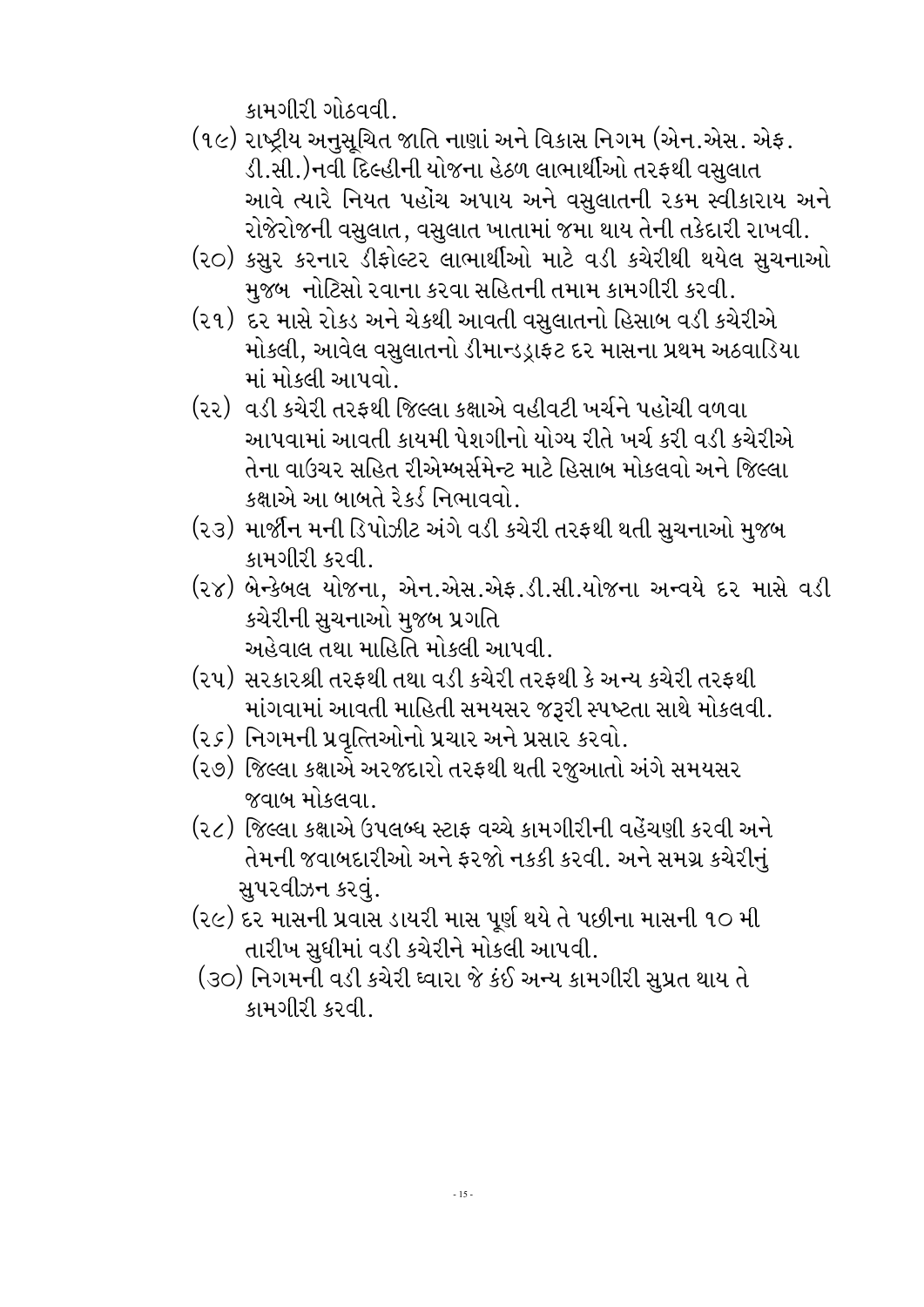કામગીરી ગોઠવવી.

(૧૯) રાષ્ટ્રીય અનુસૂચિત જાતિ નાણાં અને વિકાસ નિગમ (એન.એસ. એફ. ડી.સી.)નવી દિલ્હીની યોજના હેઠળ લાભાર્થીઓ તરફથી વસુલાત આવે ત્યારે નિયત પહોંચ અપાય અને વસુલાતની રકમ સ્વીકારાય અને રોજેરોજની વસુલાત, વસુલાત ખાતામાં જમા થાય તેની તકેદારી રાખવી.

(૨૦) કસુર કરનાર ડીફોલ્ટર લાભાર્થીઓ માટે વડી કચેરીથી થયેલ સુચનાઓ મુજબ નોટિસો રવાના કરવા સહિતની તમામ કામગીરી કરવી.

(૨૧) દર માસે રોકડ અને ચેકથી આવતી વસુલાતનો હિસાબ વડી કચેરીએ મોકલી, આવેલ વસુલાતનો ડીમાન્ડડ્રાફ્ટ દર માસના પ્રથમ અઠવાડિયા માં મોકલી આપવો.

(૨૨) વડી કચેરી તરફથી જિલ્લા કક્ષાએ વહીવટી ખર્ચને પહોંચી વળવા આપવામાં આવતી કાયમી પેશગીનો યોગ્ય રીતે ખર્ચ કરી વડી કચેરીએ તેના વાઉચર સહિત રીએમ્બર્સમેન્ટ માટે હિસાબ મોકલવો અને જિલ્લા કક્ષાએ આ બાબતે રેકર્ડ નિભાવવો.

(૨૩) માર્જીન મની ડિપોઝીટ અંગે વડી કચેરી તરફથી થતી સુચનાઓ મુજબ કામગીરી કરવી.

(૨૪) બેન્કેબલ યોજના, એન.એસ.એફ.ડી.સી.યોજના અન્વયે દર માસે વડી કચેરીની સુચનાઓ મુજબ પ્રગતિ અહેવાલ તથા માહિતિ મોકલી આપવી.

(૨૫) સરકારશ્રી તરફથી તથા વડી કચેરી તરફથી કે અન્ય કચેરી તરફથી માંગવામાં આવતી માહિતી સમયસર જરૂરી સ્પષ્ટતા સાથે મોકલવી.

(૨૬) નિગમની પ્રવૃત્તિઓનો પ્રચાર અને પ્રસાર કરવો.

(૨૭) જિલ્લા કક્ષાએ અરજદારો તરફથી થતી રજુઆતો અંગે સમયસર જવાબ મોકલવા.

(૨૮) જિલ્લા કક્ષાએ ઉપલબ્ધ સ્ટાફ વચ્ચે કામગીરીની વહેંચણી કરવી અને તેમની જવાબદારીઓ અને ફરજો નકકી કરવી. અને સમગ્ર કચેરીનું સુપરવીઝન કરવું.

(૨૯) દર માસની પ્રવાસ ડાયરી માસ પૂર્ણ થયે તે પછીના માસની ૧૦ મી તારીખ સુધીમાં વડી કચેરીને મોકલી આપવી.

(૩૦) નિગમની વડી કચેરી ધ્વારા જે કંઈ અન્ય કામગીરી સુપ્રત થાય તે કામગીરી કરવી.